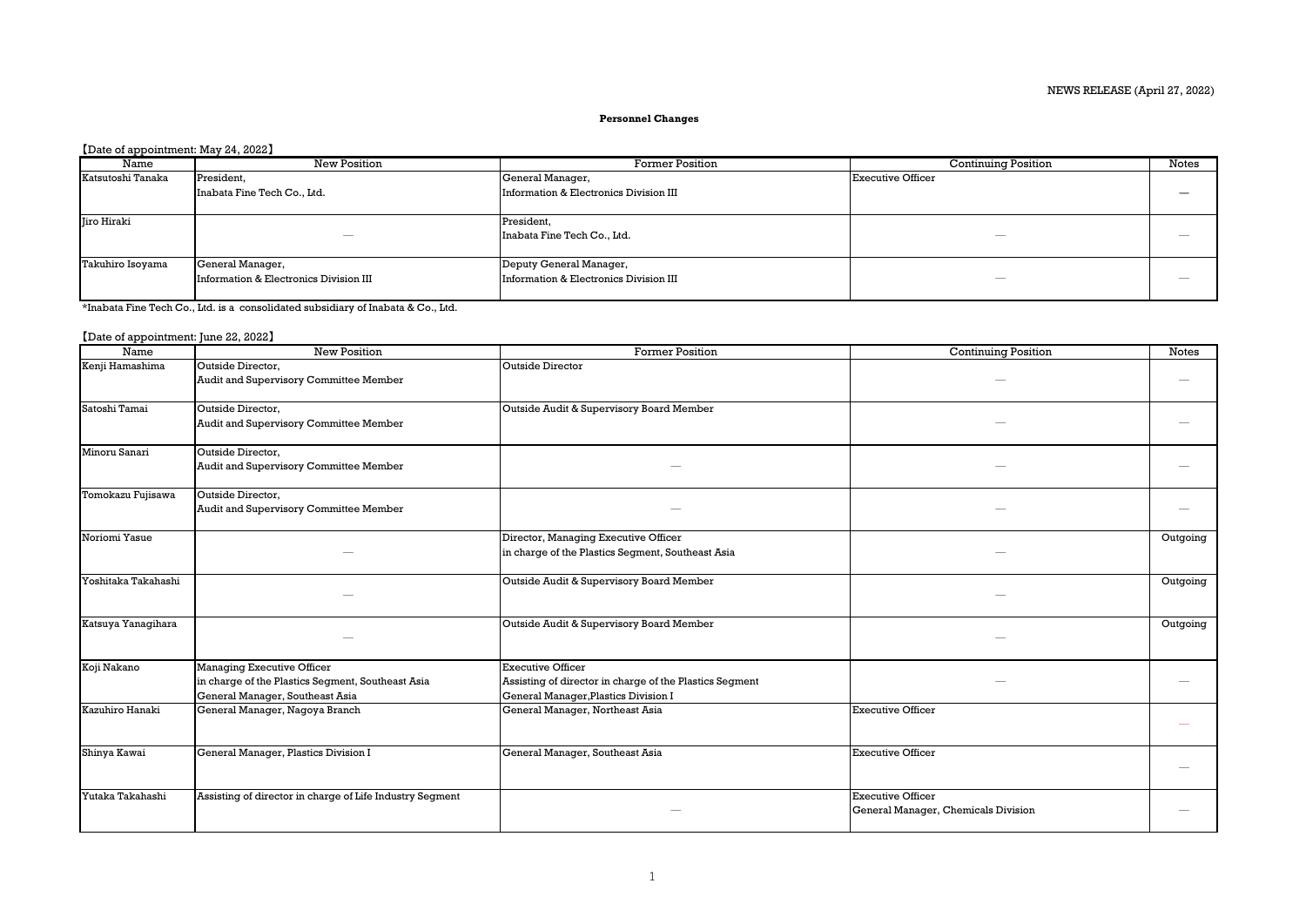NEWS RELEASE (April 27, 2022)

**Personnel Changes**

【Date of appointment: May 24, 2022】

| Name | New Position | Former Position | Continuing Position | Notes |
| --- | --- | --- | --- | --- |
| Katsutoshi Tanaka | President,<br>Inabata Fine Tech Co., Ltd. | General Manager,<br>Information & Electronics Division III | Executive Officer | — |
| Jiro Hiraki | — | President,<br>Inabata Fine Tech Co., Ltd. | — | — |
| Takuhiro Isoyama | General Manager,<br>Information & Electronics Division III | Deputy General Manager,<br>Information & Electronics Division III | — | — |

*Inabata Fine Tech Co., Ltd. is a consolidated subsidiary of Inabata & Co., Ltd.

【Date of appointment: June 22, 2022】

| Name | New Position | Former Position | Continuing Position | Notes |
| --- | --- | --- | --- | --- |
| Kenji Hamashima | Outside Director,<br>Audit and Supervisory Committee Member | Outside Director | — | — |
| Satoshi Tamai | Outside Director,<br>Audit and Supervisory Committee Member | Outside Audit & Supervisory Board Member | — | — |
| Minoru Sanari | Outside Director,<br>Audit and Supervisory Committee Member | — | — | — |
| Tomokazu Fujisawa | Outside Director,<br>Audit and Supervisory Committee Member | — | — | — |
| Noriomi Yasue | — | Director, Managing Executive Officer<br>in charge of the Plastics Segment, Southeast Asia | — | Outgoing |
| Yoshitaka Takahashi | — | Outside Audit & Supervisory Board Member | — | Outgoing |
| Katsuya Yanagihara | — | Outside Audit & Supervisory Board Member | — | Outgoing |
| Koji Nakano | Managing Executive Officer<br>in charge of the Plastics Segment, Southeast Asia<br>General Manager, Southeast Asia | Executive Officer<br>Assisting of director in charge of the Plastics Segment<br>General Manager,Plastics Division I | — | — |
| Kazuhiro Hanaki | General Manager, Nagoya Branch | General Manager, Northeast Asia | Executive Officer | — |
| Shinya Kawai | General Manager, Plastics Division I | General Manager, Southeast Asia | Executive Officer | — |
| Yutaka Takahashi | Assisting of director in charge of Life Industry Segment | — | Executive Officer<br>General Manager, Chemicals Division | — |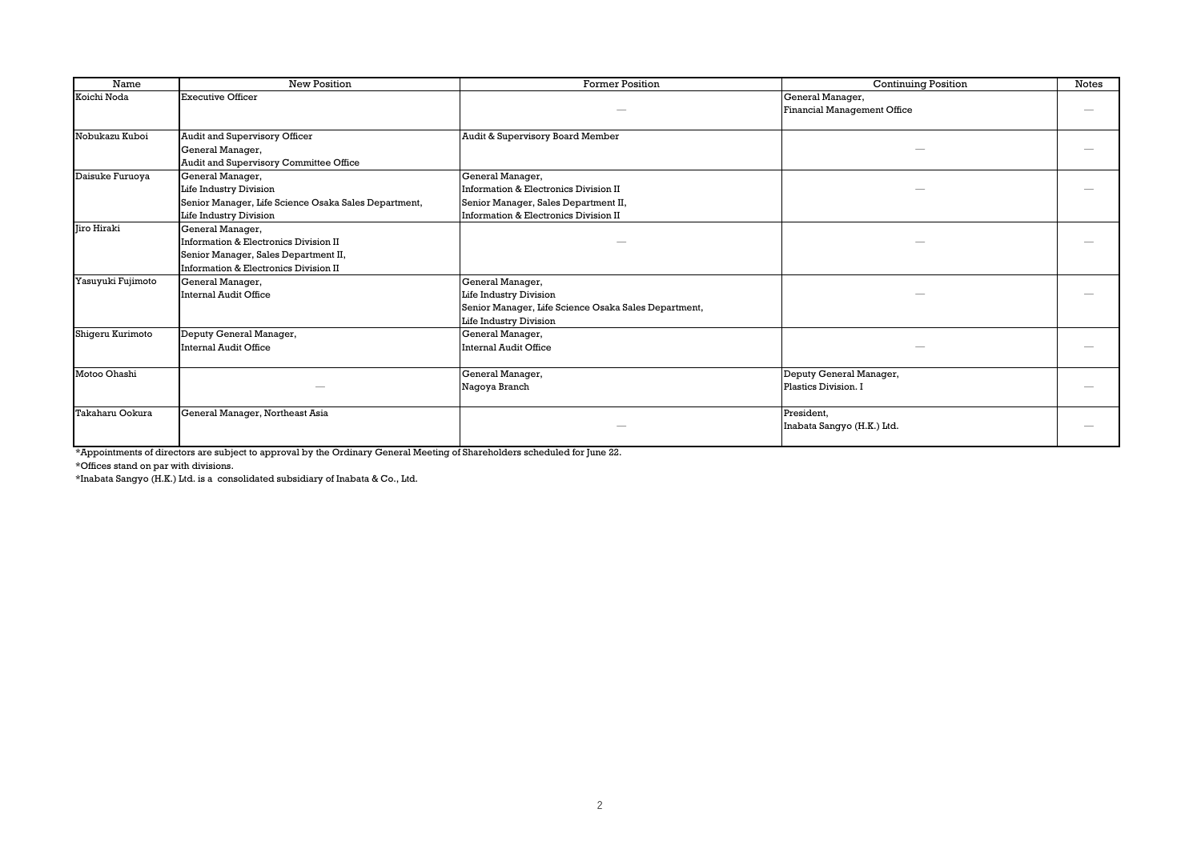| Name | New Position | Former Position | Continuing Position | Notes |
|---|---|---|---|---|
| Koichi Noda | Executive Officer | — | General Manager,<br>Financial Management Office | — |
| Nobukazu Kuboi | Audit and Supervisory Officer<br>General Manager,<br>Audit and Supervisory Committee Office | Audit & Supervisory Board Member | — | — |
| Daisuke Furuoya | General Manager,<br>Life Industry Division<br>Senior Manager, Life Science Osaka Sales Department,<br>Life Industry Division | General Manager,<br>Information & Electronics Division II<br>Senior Manager, Sales Department II,<br>Information & Electronics Division II | — | — |
| Jiro Hiraki | General Manager,<br>Information & Electronics Division II<br>Senior Manager, Sales Department II,<br>Information & Electronics Division II | — | — | — |
| Yasuyuki Fujimoto | General Manager,<br>Internal Audit Office | General Manager,<br>Life Industry Division<br>Senior Manager, Life Science Osaka Sales Department,<br>Life Industry Division | — | — |
| Shigeru Kurimoto | Deputy General Manager,<br>Internal Audit Office | General Manager,<br>Internal Audit Office | — | — |
| Motoo Ohashi | — | General Manager,<br>Nagoya Branch | Deputy General Manager,<br>Plastics Division. I | — |
| Takaharu Ookura | General Manager, Northeast Asia | — | President,<br>Inabata Sangyo (H.K.) Ltd. | — |

*Appointments of directors are subject to approval by the Ordinary General Meeting of Shareholders scheduled for June 22.

*Offices stand on par with divisions.

*Inabata Sangyo (H.K.) Ltd. is a consolidated subsidiary of Inabata & Co., Ltd.